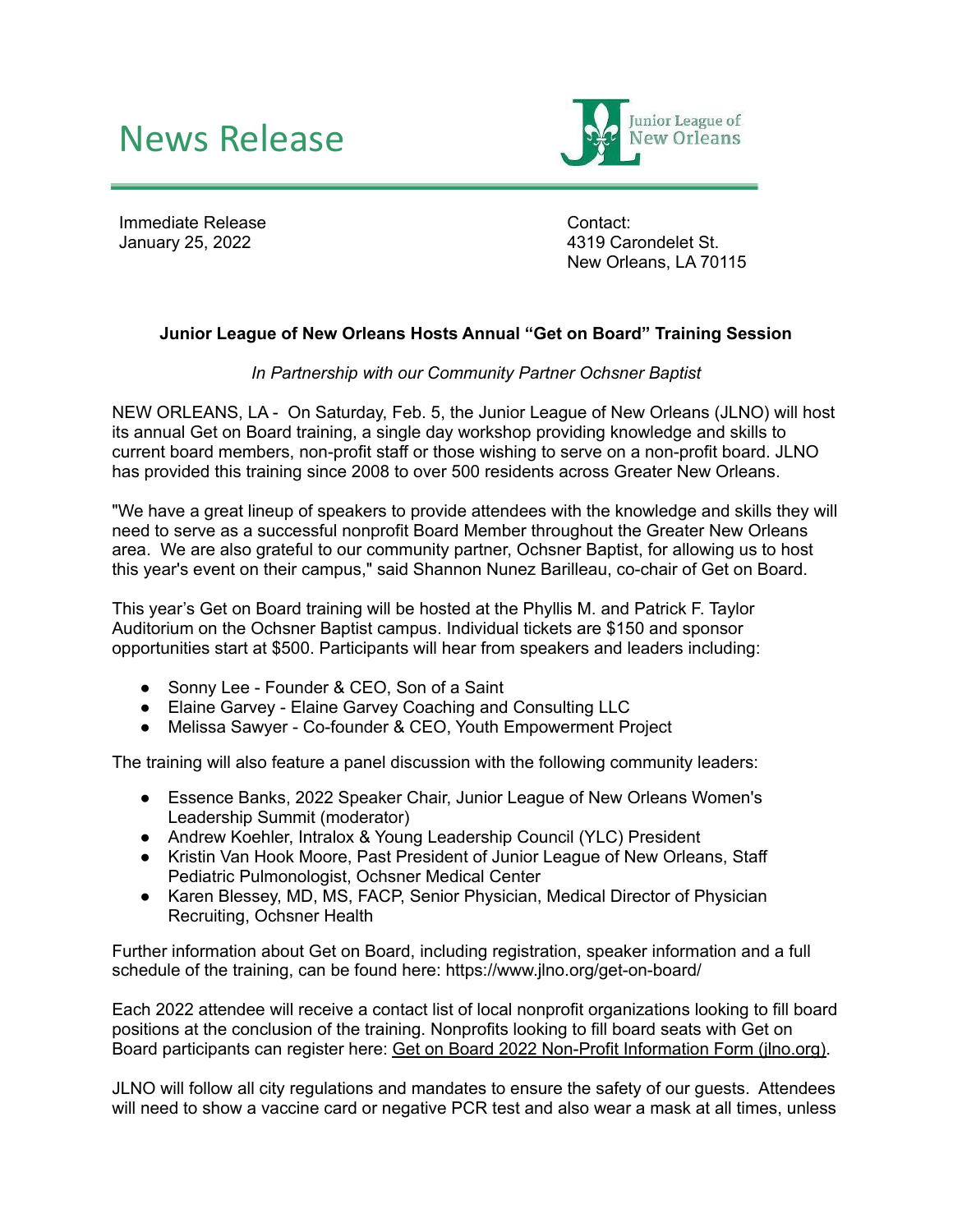# News Release

Junior League of New Orleans

Immediate Release
January 25, 2022

Contact:
4319 Carondelet St.
New Orleans, LA 70115

**Junior League of New Orleans Hosts Annual "Get on Board" Training Session**

*In Partnership with our Community Partner Ochsner Baptist*

NEW ORLEANS, LA - On Saturday, Feb. 5, the Junior League of New Orleans (JLNO) will host its annual Get on Board training, a single day workshop providing knowledge and skills to current board members, non-profit staff or those wishing to serve on a non-profit board. JLNO has provided this training since 2008 to over 500 residents across Greater New Orleans.

"We have a great lineup of speakers to provide attendees with the knowledge and skills they will need to serve as a successful nonprofit Board Member throughout the Greater New Orleans area. We are also grateful to our community partner, Ochsner Baptist, for allowing us to host this year's event on their campus," said Shannon Nunez Barilleau, co-chair of Get on Board.

This year's Get on Board training will be hosted at the Phyllis M. and Patrick F. Taylor Auditorium on the Ochsner Baptist campus. Individual tickets are $150 and sponsor opportunities start at $500. Participants will hear from speakers and leaders including:

- Sonny Lee - Founder & CEO, Son of a Saint
- Elaine Garvey - Elaine Garvey Coaching and Consulting LLC
- Melissa Sawyer - Co-founder & CEO, Youth Empowerment Project

The training will also feature a panel discussion with the following community leaders:

- Essence Banks, 2022 Speaker Chair, Junior League of New Orleans Women's Leadership Summit (moderator)
- Andrew Koehler, Intralox & Young Leadership Council (YLC) President
- Kristin Van Hook Moore, Past President of Junior League of New Orleans, Staff Pediatric Pulmonologist, Ochsner Medical Center
- Karen Blessey, MD, MS, FACP, Senior Physician, Medical Director of Physician Recruiting, Ochsner Health

Further information about Get on Board, including registration, speaker information and a full schedule of the training, can be found here: https://www.jlno.org/get-on-board/

Each 2022 attendee will receive a contact list of local nonprofit organizations looking to fill board positions at the conclusion of the training. Nonprofits looking to fill board seats with Get on Board participants can register here: Get on Board 2022 Non-Profit Information Form (jlno.org).

JLNO will follow all city regulations and mandates to ensure the safety of our guests. Attendees will need to show a vaccine card or negative PCR test and also wear a mask at all times, unless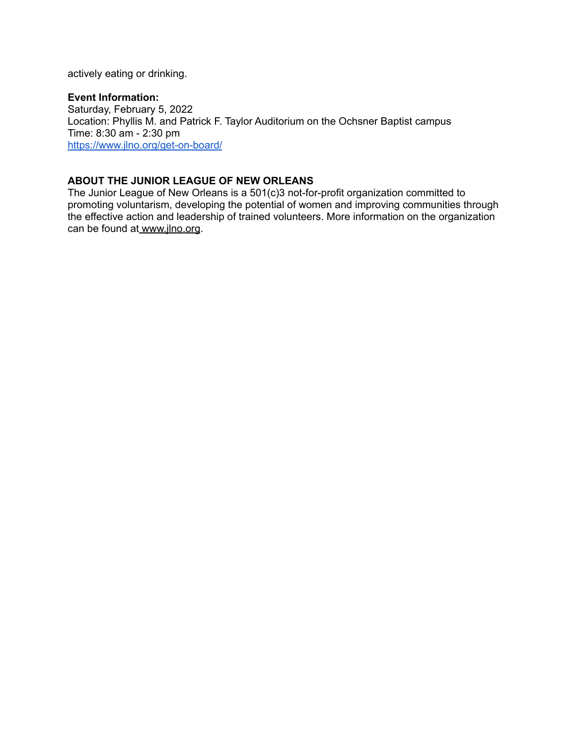actively eating or drinking.

**Event Information:**
Saturday, February 5, 2022
Location: Phyllis M. and Patrick F. Taylor Auditorium on the Ochsner Baptist campus
Time: 8:30 am - 2:30 pm
https://www.jlno.org/get-on-board/

**ABOUT THE JUNIOR LEAGUE OF NEW ORLEANS**
The Junior League of New Orleans is a 501(c)3 not-for-profit organization committed to promoting voluntarism, developing the potential of women and improving communities through the effective action and leadership of trained volunteers. More information on the organization can be found at www.jlno.org.